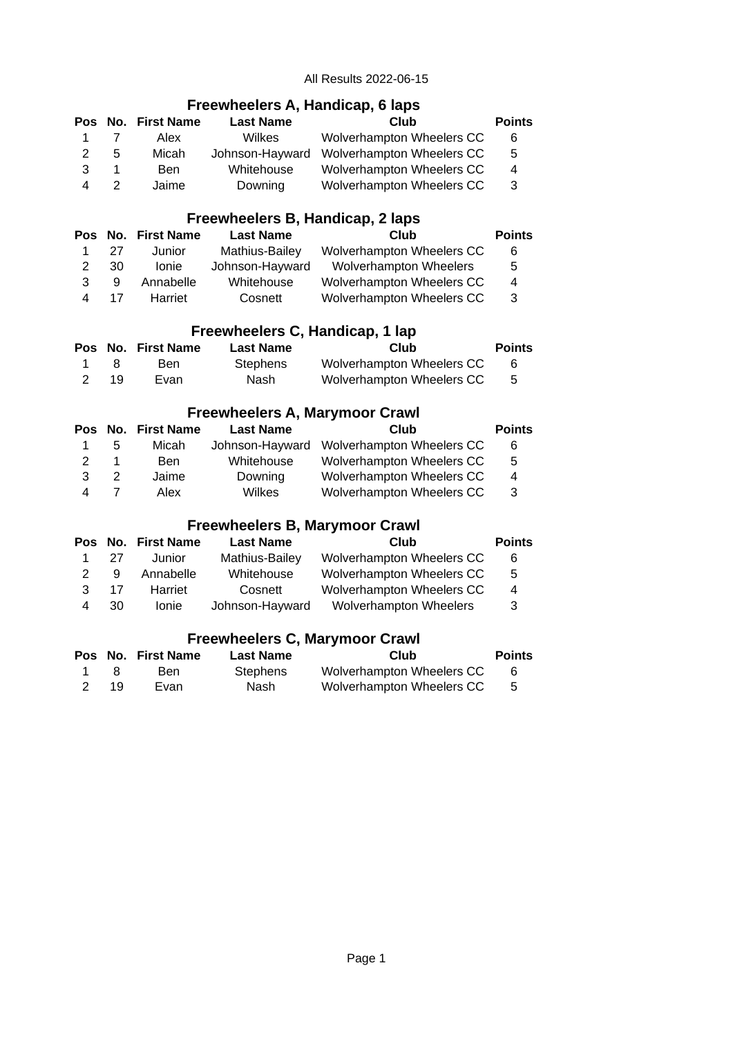All Results 2022-06-15

## Freewheelers A, Handicap, 6 laps

| Pos | No. | First Name | Last Name | Club | Points |
|---|---|---|---|---|---|
| 1 | 7 | Alex | Wilkes | Wolverhampton Wheelers CC | 6 |
| 2 | 5 | Micah | Johnson-Hayward | Wolverhampton Wheelers CC | 5 |
| 3 | 1 | Ben | Whitehouse | Wolverhampton Wheelers CC | 4 |
| 4 | 2 | Jaime | Downing | Wolverhampton Wheelers CC | 3 |

## Freewheelers B, Handicap, 2 laps

| Pos | No. | First Name | Last Name | Club | Points |
|---|---|---|---|---|---|
| 1 | 27 | Junior | Mathius-Bailey | Wolverhampton Wheelers CC | 6 |
| 2 | 30 | Ionie | Johnson-Hayward | Wolverhampton Wheelers | 5 |
| 3 | 9 | Annabelle | Whitehouse | Wolverhampton Wheelers CC | 4 |
| 4 | 17 | Harriet | Cosnett | Wolverhampton Wheelers CC | 3 |

## Freewheelers C, Handicap, 1 lap

| Pos | No. | First Name | Last Name | Club | Points |
|---|---|---|---|---|---|
| 1 | 8 | Ben | Stephens | Wolverhampton Wheelers CC | 6 |
| 2 | 19 | Evan | Nash | Wolverhampton Wheelers CC | 5 |

## Freewheelers A, Marymoor Crawl

| Pos | No. | First Name | Last Name | Club | Points |
|---|---|---|---|---|---|
| 1 | 5 | Micah | Johnson-Hayward | Wolverhampton Wheelers CC | 6 |
| 2 | 1 | Ben | Whitehouse | Wolverhampton Wheelers CC | 5 |
| 3 | 2 | Jaime | Downing | Wolverhampton Wheelers CC | 4 |
| 4 | 7 | Alex | Wilkes | Wolverhampton Wheelers CC | 3 |

## Freewheelers B, Marymoor Crawl

| Pos | No. | First Name | Last Name | Club | Points |
|---|---|---|---|---|---|
| 1 | 27 | Junior | Mathius-Bailey | Wolverhampton Wheelers CC | 6 |
| 2 | 9 | Annabelle | Whitehouse | Wolverhampton Wheelers CC | 5 |
| 3 | 17 | Harriet | Cosnett | Wolverhampton Wheelers CC | 4 |
| 4 | 30 | Ionie | Johnson-Hayward | Wolverhampton Wheelers | 3 |

## Freewheelers C, Marymoor Crawl

| Pos | No. | First Name | Last Name | Club | Points |
|---|---|---|---|---|---|
| 1 | 8 | Ben | Stephens | Wolverhampton Wheelers CC | 6 |
| 2 | 19 | Evan | Nash | Wolverhampton Wheelers CC | 5 |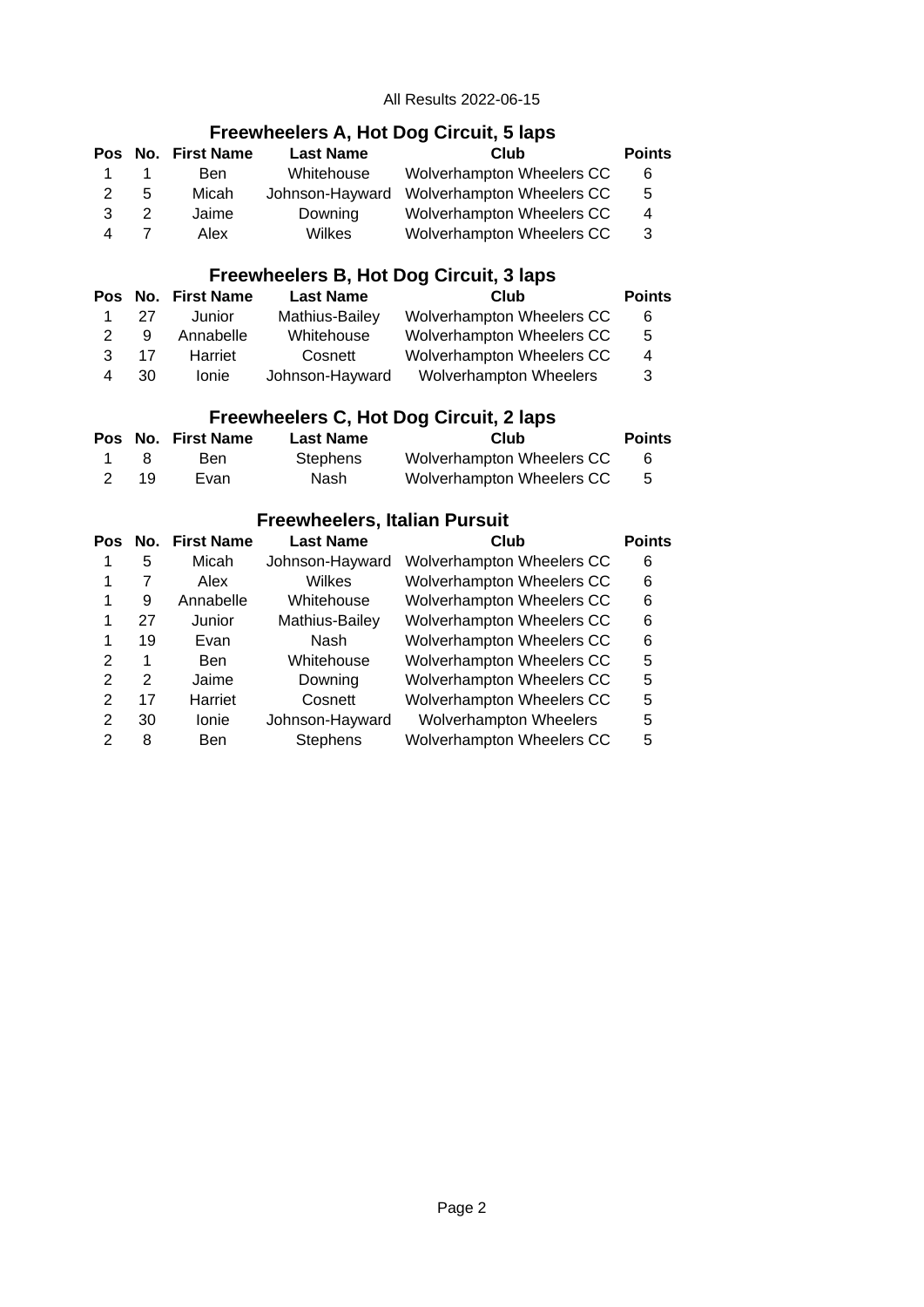All Results 2022-06-15

## Freewheelers A, Hot Dog Circuit, 5 laps

| Pos | No. | First Name | Last Name | Club | Points |
|---|---|---|---|---|---|
| 1 | 1 | Ben | Whitehouse | Wolverhampton Wheelers CC | 6 |
| 2 | 5 | Micah | Johnson-Hayward | Wolverhampton Wheelers CC | 5 |
| 3 | 2 | Jaime | Downing | Wolverhampton Wheelers CC | 4 |
| 4 | 7 | Alex | Wilkes | Wolverhampton Wheelers CC | 3 |

## Freewheelers B, Hot Dog Circuit, 3 laps

| Pos | No. | First Name | Last Name | Club | Points |
|---|---|---|---|---|---|
| 1 | 27 | Junior | Mathius-Bailey | Wolverhampton Wheelers CC | 6 |
| 2 | 9 | Annabelle | Whitehouse | Wolverhampton Wheelers CC | 5 |
| 3 | 17 | Harriet | Cosnett | Wolverhampton Wheelers CC | 4 |
| 4 | 30 | Ionie | Johnson-Hayward | Wolverhampton Wheelers | 3 |

## Freewheelers C, Hot Dog Circuit, 2 laps

| Pos | No. | First Name | Last Name | Club | Points |
|---|---|---|---|---|---|
| 1 | 8 | Ben | Stephens | Wolverhampton Wheelers CC | 6 |
| 2 | 19 | Evan | Nash | Wolverhampton Wheelers CC | 5 |

## Freewheelers, Italian Pursuit

| Pos | No. | First Name | Last Name | Club | Points |
|---|---|---|---|---|---|
| 1 | 5 | Micah | Johnson-Hayward | Wolverhampton Wheelers CC | 6 |
| 1 | 7 | Alex | Wilkes | Wolverhampton Wheelers CC | 6 |
| 1 | 9 | Annabelle | Whitehouse | Wolverhampton Wheelers CC | 6 |
| 1 | 27 | Junior | Mathius-Bailey | Wolverhampton Wheelers CC | 6 |
| 1 | 19 | Evan | Nash | Wolverhampton Wheelers CC | 6 |
| 2 | 1 | Ben | Whitehouse | Wolverhampton Wheelers CC | 5 |
| 2 | 2 | Jaime | Downing | Wolverhampton Wheelers CC | 5 |
| 2 | 17 | Harriet | Cosnett | Wolverhampton Wheelers CC | 5 |
| 2 | 30 | Ionie | Johnson-Hayward | Wolverhampton Wheelers | 5 |
| 2 | 8 | Ben | Stephens | Wolverhampton Wheelers CC | 5 |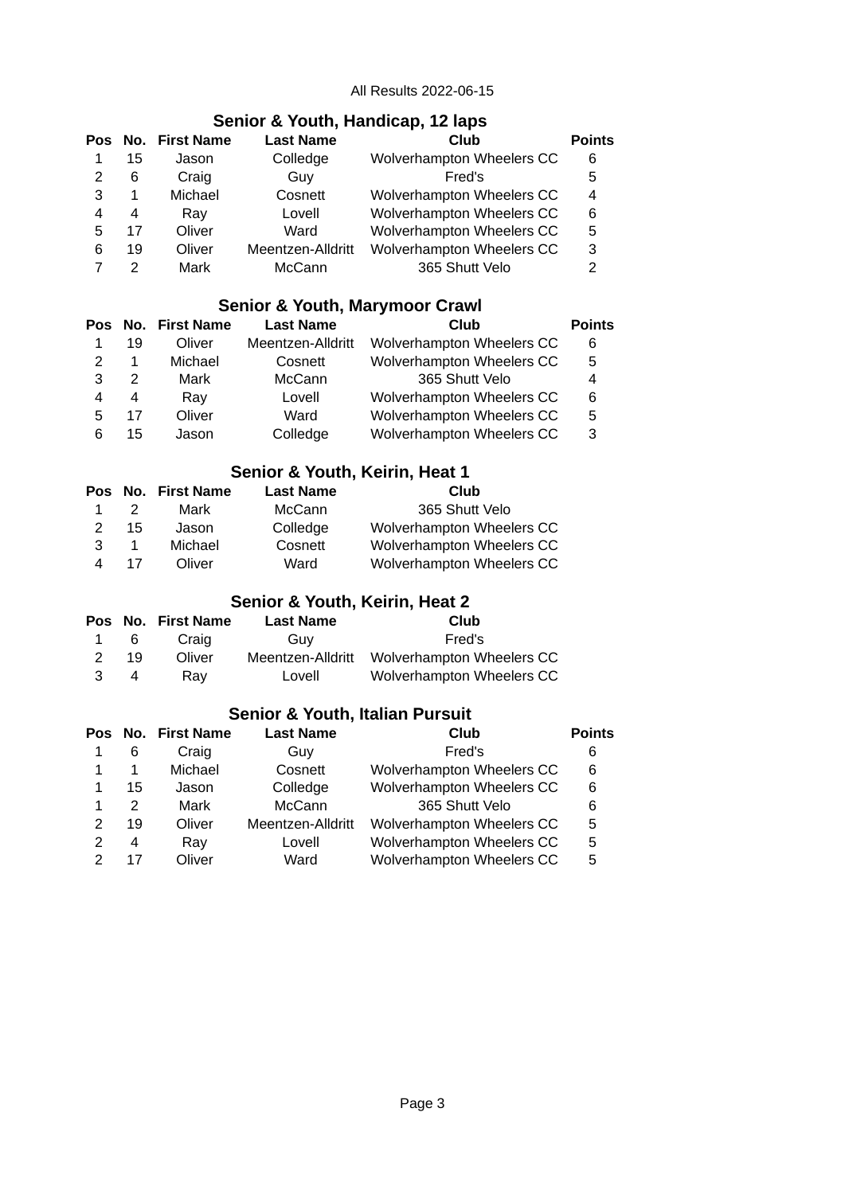All Results 2022-06-15

## Senior & Youth, Handicap, 12 laps

| Pos | No. | First Name | Last Name | Club | Points |
|---|---|---|---|---|---|
| 1 | 15 | Jason | Colledge | Wolverhampton Wheelers CC | 6 |
| 2 | 6 | Craig | Guy | Fred's | 5 |
| 3 | 1 | Michael | Cosnett | Wolverhampton Wheelers CC | 4 |
| 4 | 4 | Ray | Lovell | Wolverhampton Wheelers CC | 6 |
| 5 | 17 | Oliver | Ward | Wolverhampton Wheelers CC | 5 |
| 6 | 19 | Oliver | Meentzen-Alldritt | Wolverhampton Wheelers CC | 3 |
| 7 | 2 | Mark | McCann | 365 Shutt Velo | 2 |

## Senior & Youth, Marymoor Crawl

| Pos | No. | First Name | Last Name | Club | Points |
|---|---|---|---|---|---|
| 1 | 19 | Oliver | Meentzen-Alldritt | Wolverhampton Wheelers CC | 6 |
| 2 | 1 | Michael | Cosnett | Wolverhampton Wheelers CC | 5 |
| 3 | 2 | Mark | McCann | 365 Shutt Velo | 4 |
| 4 | 4 | Ray | Lovell | Wolverhampton Wheelers CC | 6 |
| 5 | 17 | Oliver | Ward | Wolverhampton Wheelers CC | 5 |
| 6 | 15 | Jason | Colledge | Wolverhampton Wheelers CC | 3 |

## Senior & Youth, Keirin, Heat 1

| Pos | No. | First Name | Last Name | Club |
|---|---|---|---|---|
| 1 | 2 | Mark | McCann | 365 Shutt Velo |
| 2 | 15 | Jason | Colledge | Wolverhampton Wheelers CC |
| 3 | 1 | Michael | Cosnett | Wolverhampton Wheelers CC |
| 4 | 17 | Oliver | Ward | Wolverhampton Wheelers CC |

## Senior & Youth, Keirin, Heat 2

| Pos | No. | First Name | Last Name | Club |
|---|---|---|---|---|
| 1 | 6 | Craig | Guy | Fred's |
| 2 | 19 | Oliver | Meentzen-Alldritt | Wolverhampton Wheelers CC |
| 3 | 4 | Ray | Lovell | Wolverhampton Wheelers CC |

## Senior & Youth, Italian Pursuit

| Pos | No. | First Name | Last Name | Club | Points |
|---|---|---|---|---|---|
| 1 | 6 | Craig | Guy | Fred's | 6 |
| 1 | 1 | Michael | Cosnett | Wolverhampton Wheelers CC | 6 |
| 1 | 15 | Jason | Colledge | Wolverhampton Wheelers CC | 6 |
| 1 | 2 | Mark | McCann | 365 Shutt Velo | 6 |
| 2 | 19 | Oliver | Meentzen-Alldritt | Wolverhampton Wheelers CC | 5 |
| 2 | 4 | Ray | Lovell | Wolverhampton Wheelers CC | 5 |
| 2 | 17 | Oliver | Ward | Wolverhampton Wheelers CC | 5 |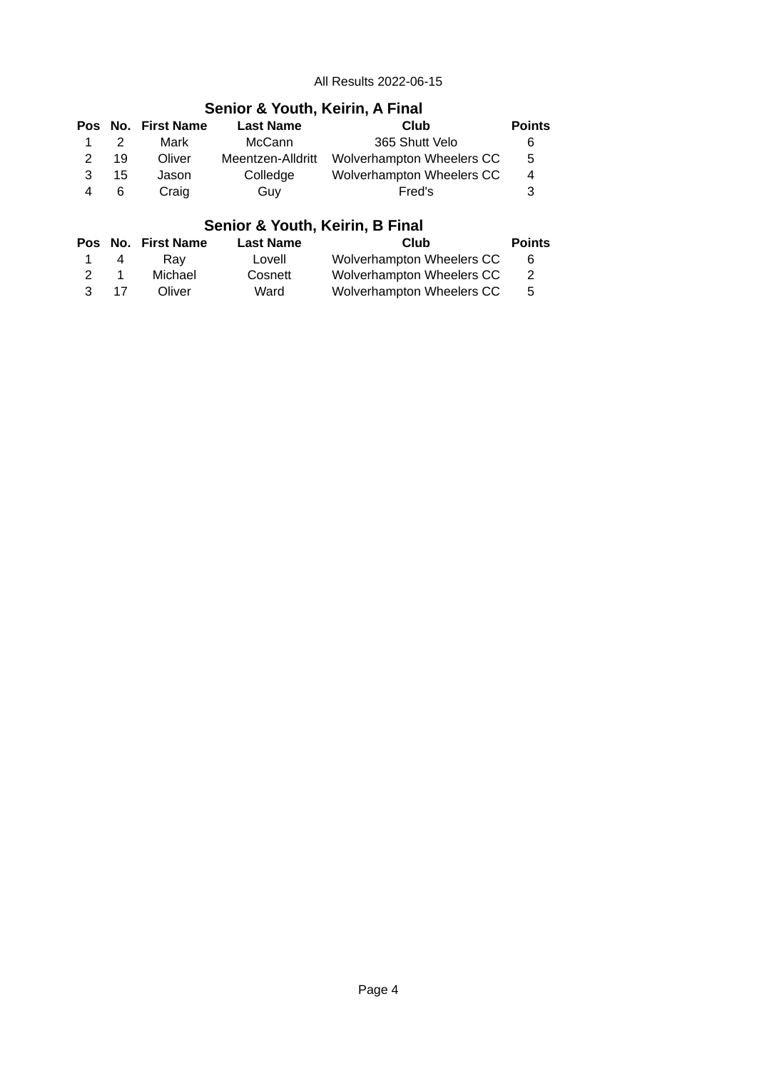All Results 2022-06-15

## Senior & Youth, Keirin, A Final

| Pos | No. | First Name | Last Name | Club | Points |
|---|---|---|---|---|---|
| 1 | 2 | Mark | McCann | 365 Shutt Velo | 6 |
| 2 | 19 | Oliver | Meentzen-Alldritt | Wolverhampton Wheelers CC | 5 |
| 3 | 15 | Jason | Colledge | Wolverhampton Wheelers CC | 4 |
| 4 | 6 | Craig | Guy | Fred's | 3 |

## Senior & Youth, Keirin, B Final

| Pos | No. | First Name | Last Name | Club | Points |
|---|---|---|---|---|---|
| 1 | 4 | Ray | Lovell | Wolverhampton Wheelers CC | 6 |
| 2 | 1 | Michael | Cosnett | Wolverhampton Wheelers CC | 2 |
| 3 | 17 | Oliver | Ward | Wolverhampton Wheelers CC | 5 |